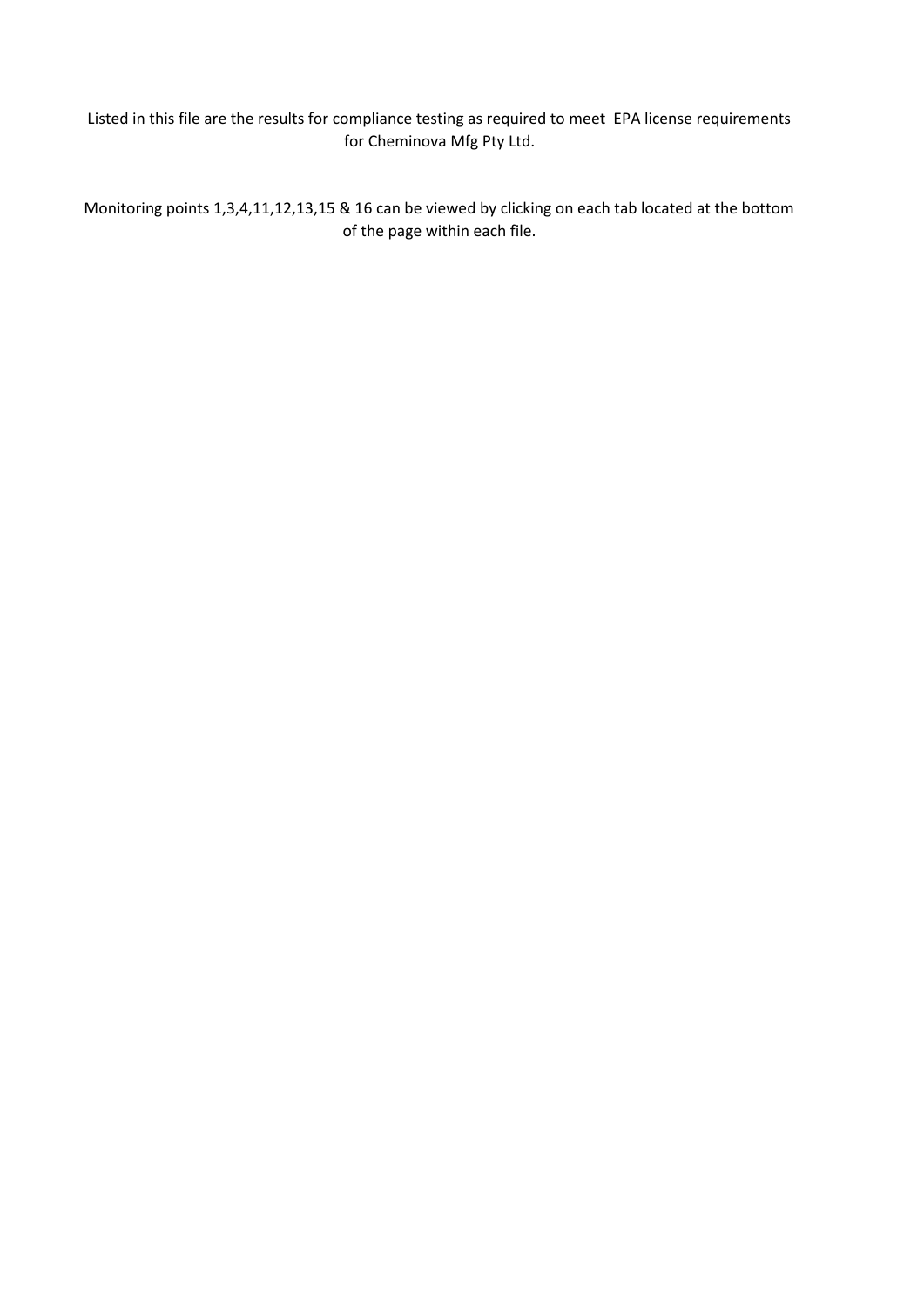Listed in this file are the results for compliance testing as required to meet EPA license requirements for Cheminova Mfg Pty Ltd.

Monitoring points 1,3,4,11,12,13,15 & 16 can be viewed by clicking on each tab located at the bottom of the page within each file.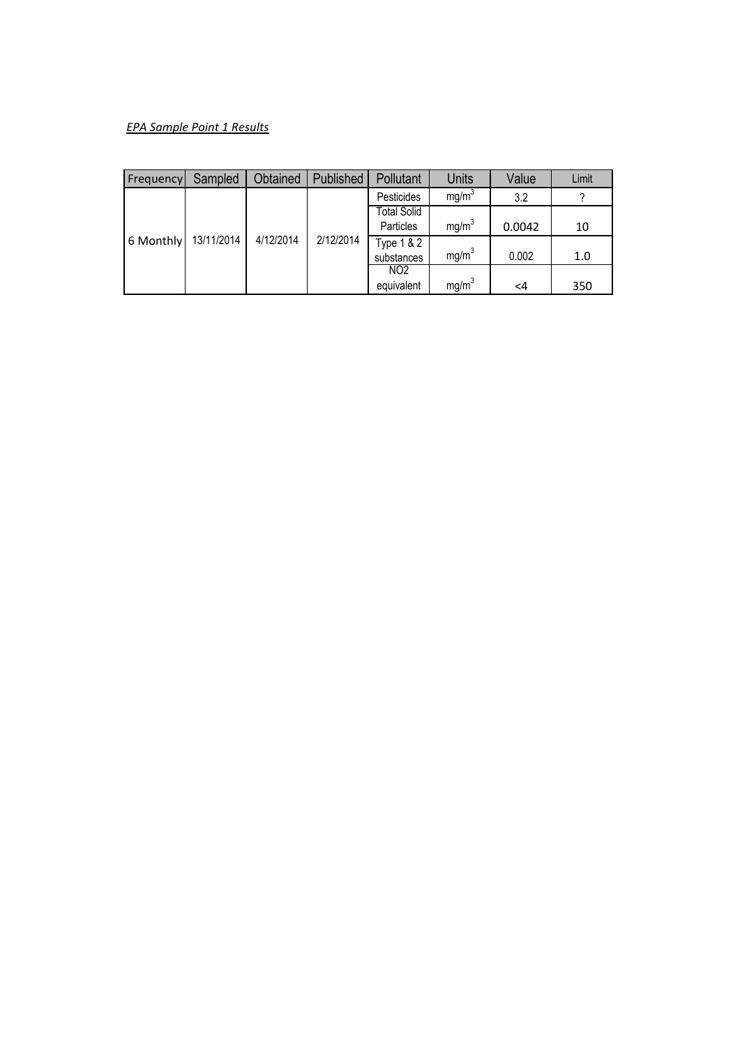*EPA Sample Point 1 Results*

| Frequency | Sampled | Obtained | Published | Pollutant | Units | Value | Limit |
|---|---|---|---|---|---|---|---|
| 6 Monthly | 13/11/2014 | 4/12/2014 | 2/12/2014 | Pesticides | $mg/m^3$ | 3.2 | ? |
| | | | | Total Solid Particles | $mg/m^3$ | 0.0042 | 10 |
| | | | | Type 1 & 2 substances | $mg/m^3$ | 0.002 | 1.0 |
| | | | | $NO_2$ equivalent | $mg/m^3$ | <4 | 350 |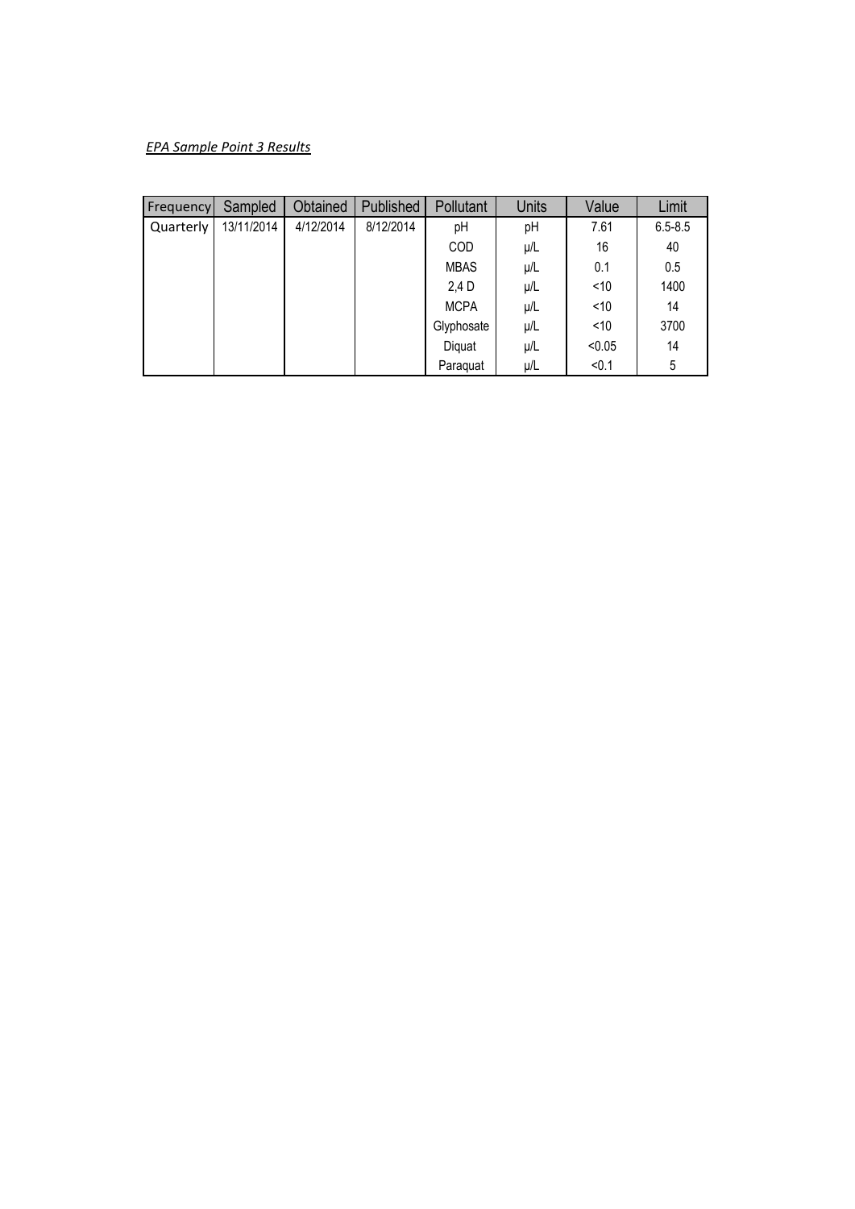*EPA Sample Point 3 Results*

| Frequency | Sampled | Obtained | Published | Pollutant | Units | Value | Limit |
|---|---|---|---|---|---|---|---|
| Quarterly | 13/11/2014 | 4/12/2014 | 8/12/2014 | pH | pH | 7.61 | 6.5-8.5 |
| | | | | COD | µ/L | 16 | 40 |
| | | | | MBAS | µ/L | 0.1 | 0.5 |
| | | | | 2,4 D | µ/L | <10 | 1400 |
| | | | | MCPA | µ/L | <10 | 14 |
| | | | | Glyphosate | µ/L | <10 | 3700 |
| | | | | Diquat | µ/L | <0.05 | 14 |
| | | | | Paraquat | µ/L | <0.1 | 5 |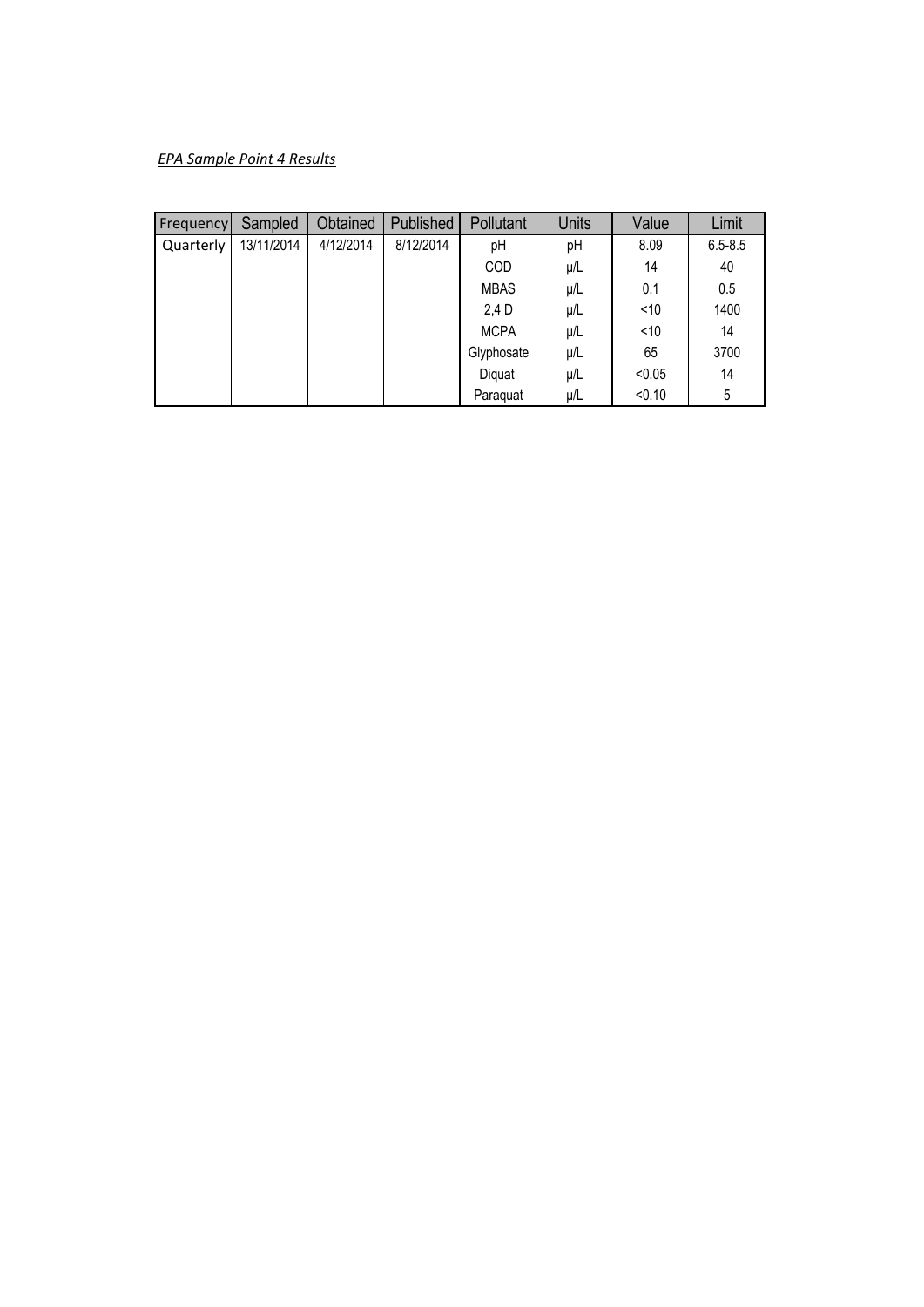*EPA Sample Point 4 Results*

| Frequency | Sampled | Obtained | Published | Pollutant | Units | Value | Limit |
|---|---|---|---|---|---|---|---|
| Quarterly | 13/11/2014 | 4/12/2014 | 8/12/2014 | pH | pH | 8.09 | 6.5-8.5 |
| | | | | COD | µ/L | 14 | 40 |
| | | | | MBAS | µ/L | 0.1 | 0.5 |
| | | | | 2,4 D | µ/L | <10 | 1400 |
| | | | | MCPA | µ/L | <10 | 14 |
| | | | | Glyphosate | µ/L | 65 | 3700 |
| | | | | Diquat | µ/L | <0.05 | 14 |
| | | | | Paraquat | µ/L | <0.10 | 5 |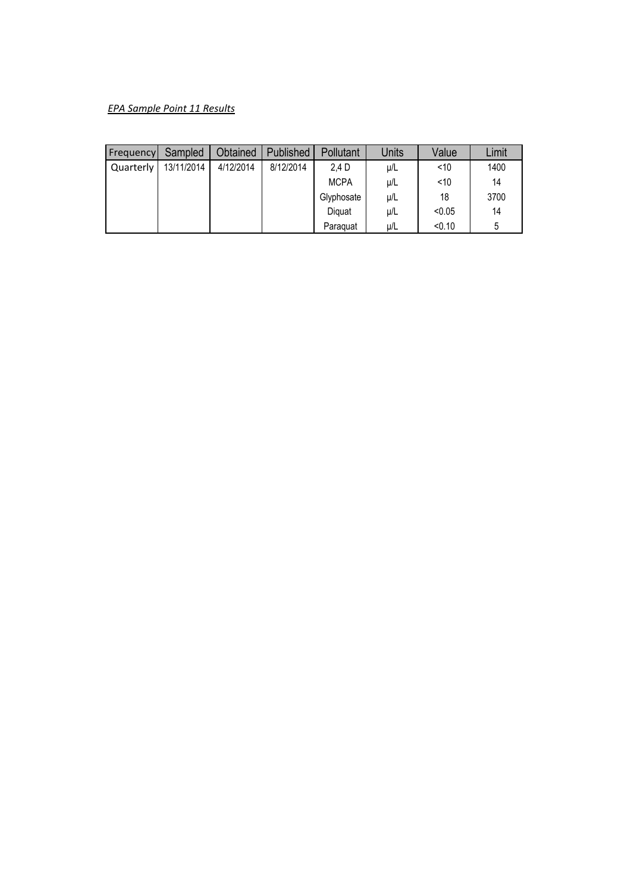*EPA Sample Point 11 Results*

| Frequency | Sampled | Obtained | Published | Pollutant | Units | Value | Limit |
|---|---|---|---|---|---|---|---|
| Quarterly | 13/11/2014 | 4/12/2014 | 8/12/2014 | 2,4 D | µ/L | <10 | 1400 |
| | | | | MCPA | µ/L | <10 | 14 |
| | | | | Glyphosate | µ/L | 18 | 3700 |
| | | | | Diquat | µ/L | <0.05 | 14 |
| | | | | Paraquat | µ/L | <0.10 | 5 |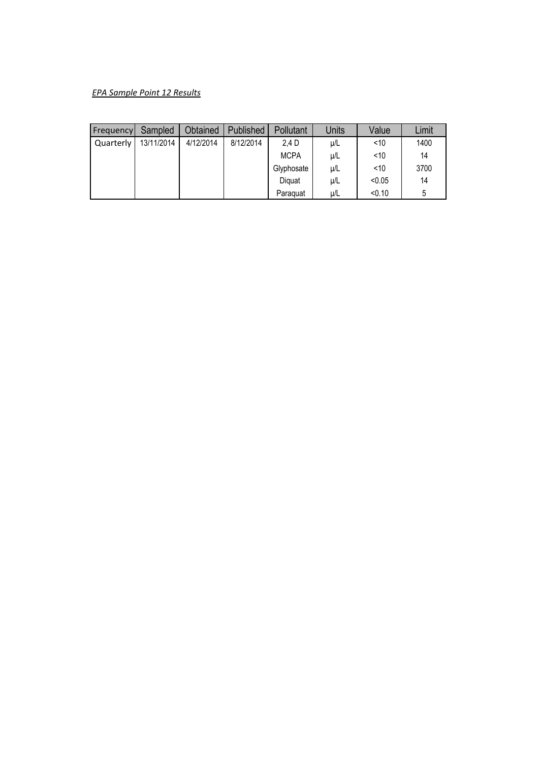*EPA Sample Point 12 Results*

| Frequency | Sampled | Obtained | Published | Pollutant | Units | Value | Limit |
|---|---|---|---|---|---|---|---|
| Quarterly | 13/11/2014 | 4/12/2014 | 8/12/2014 | 2,4 D | µ/L | <10 | 1400 |
| | | | | MCPA | µ/L | <10 | 14 |
| | | | | Glyphosate | µ/L | <10 | 3700 |
| | | | | Diquat | µ/L | <0.05 | 14 |
| | | | | Paraquat | µ/L | <0.10 | 5 |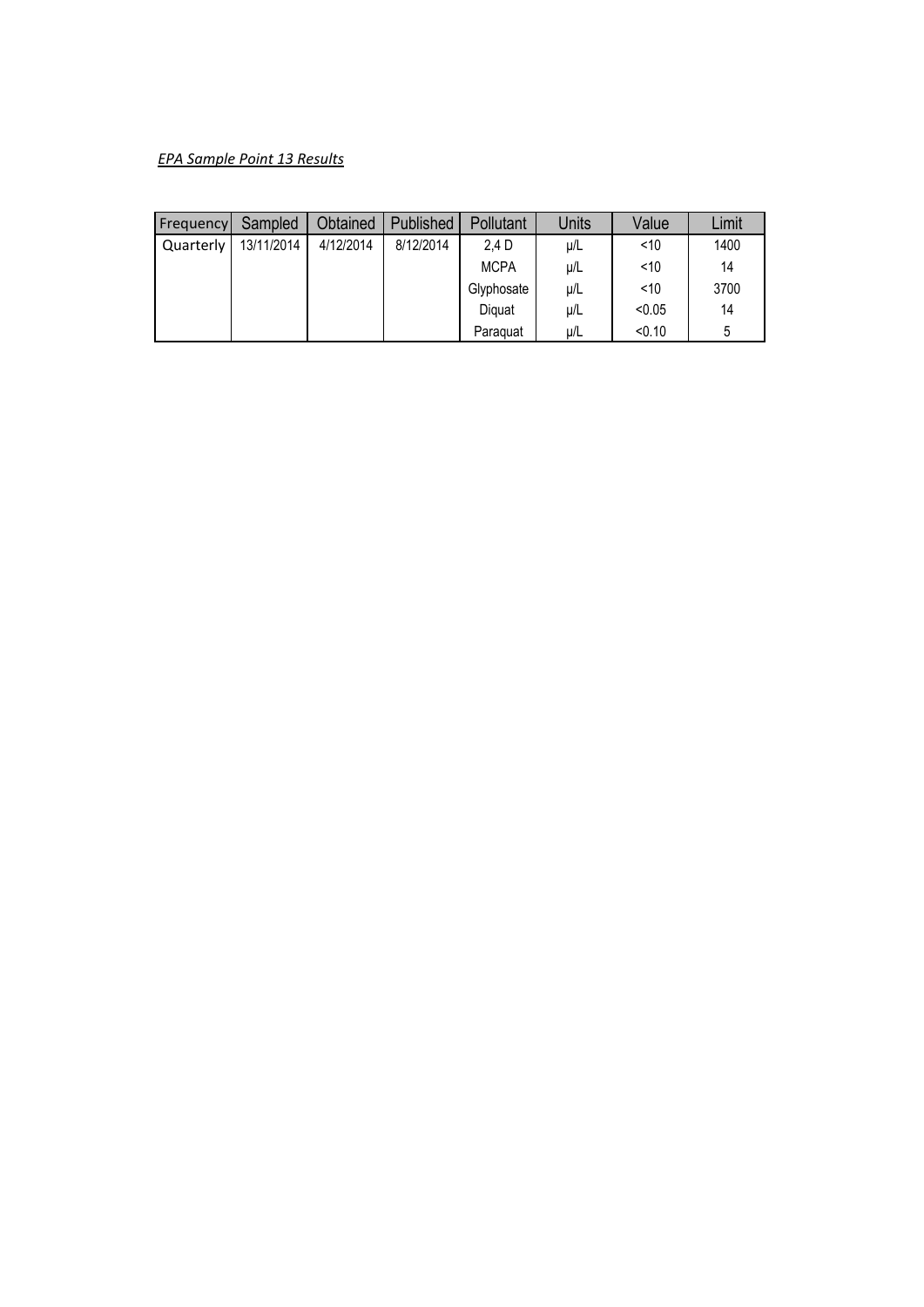*EPA Sample Point 13 Results*

| Frequency | Sampled | Obtained | Published | Pollutant | Units | Value | Limit |
|---|---|---|---|---|---|---|---|
| Quarterly | 13/11/2014 | 4/12/2014 | 8/12/2014 | 2,4 D | µ/L | <10 | 1400 |
| | | | | MCPA | µ/L | <10 | 14 |
| | | | | Glyphosate | µ/L | <10 | 3700 |
| | | | | Diquat | µ/L | <0.05 | 14 |
| | | | | Paraquat | µ/L | <0.10 | 5 |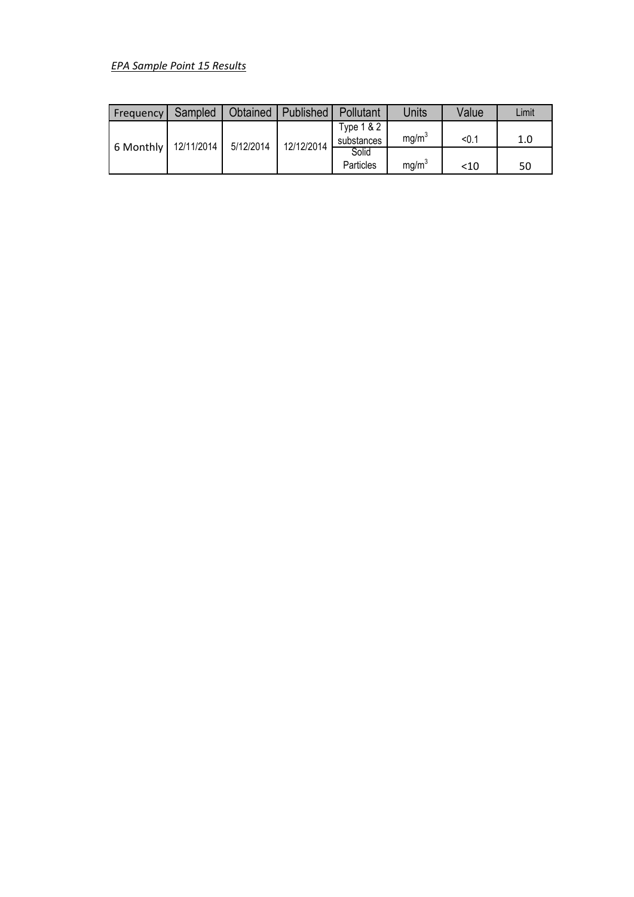*EPA Sample Point 15 Results*

| Frequency | Sampled | Obtained | Published | Pollutant | Units | Value | Limit |
|---|---|---|---|---|---|---|---|
| 6 Monthly | 12/11/2014 | 5/12/2014 | 12/12/2014 | Type 1 & 2 substances | $mg/m^3$ | <0.1 | 1.0 |
| | | | | Solid Particles | $mg/m^3$ | <10 | 50 |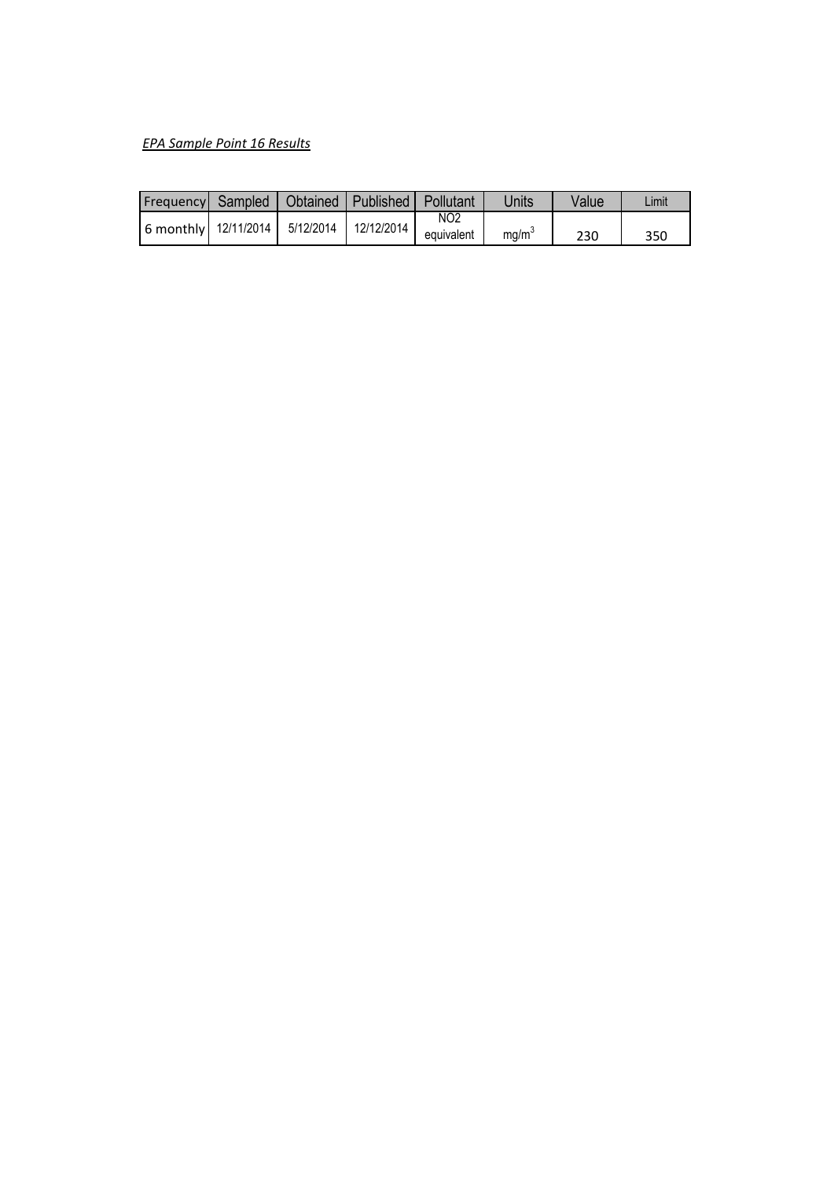*EPA Sample Point 16 Results*

| Frequency | Sampled | Obtained | Published | Pollutant | Units | Value | Limit |
|---|---|---|---|---|---|---|---|
| 6 monthly | 12/11/2014 | 5/12/2014 | 12/12/2014 | $NO_2$ equivalent | $mg/m^3$ | 230 | 350 |